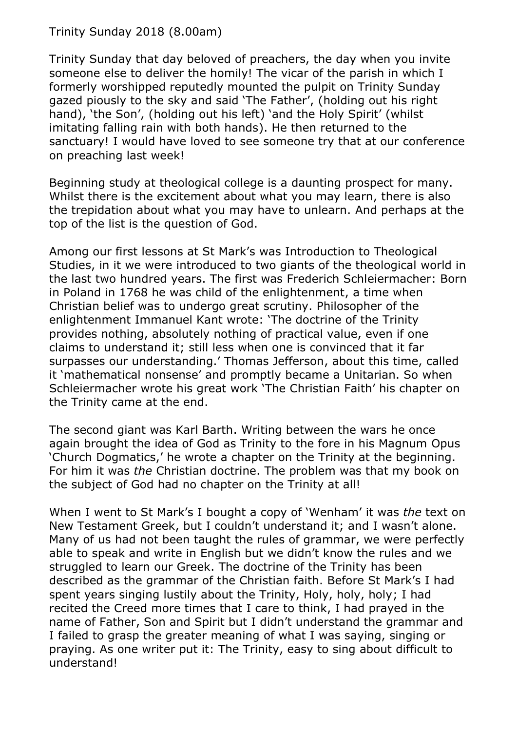Trinity Sunday 2018 (8.00am)

Trinity Sunday that day beloved of preachers, the day when you invite someone else to deliver the homily! The vicar of the parish in which I formerly worshipped reputedly mounted the pulpit on Trinity Sunday gazed piously to the sky and said 'The Father', (holding out his right hand), 'the Son', (holding out his left) 'and the Holy Spirit' (whilst imitating falling rain with both hands). He then returned to the sanctuary! I would have loved to see someone try that at our conference on preaching last week!

Beginning study at theological college is a daunting prospect for many. Whilst there is the excitement about what you may learn, there is also the trepidation about what you may have to unlearn. And perhaps at the top of the list is the question of God.

Among our first lessons at St Mark's was Introduction to Theological Studies, in it we were introduced to two giants of the theological world in the last two hundred years. The first was Frederich Schleiermacher: Born in Poland in 1768 he was child of the enlightenment, a time when Christian belief was to undergo great scrutiny. Philosopher of the enlightenment Immanuel Kant wrote: 'The doctrine of the Trinity provides nothing, absolutely nothing of practical value, even if one claims to understand it; still less when one is convinced that it far surpasses our understanding.' Thomas Jefferson, about this time, called it 'mathematical nonsense' and promptly became a Unitarian. So when Schleiermacher wrote his great work 'The Christian Faith' his chapter on the Trinity came at the end.

The second giant was Karl Barth. Writing between the wars he once again brought the idea of God as Trinity to the fore in his Magnum Opus 'Church Dogmatics,' he wrote a chapter on the Trinity at the beginning. For him it was *the* Christian doctrine. The problem was that my book on the subject of God had no chapter on the Trinity at all!

When I went to St Mark's I bought a copy of 'Wenham' it was *the* text on New Testament Greek, but I couldn't understand it; and I wasn't alone. Many of us had not been taught the rules of grammar, we were perfectly able to speak and write in English but we didn't know the rules and we struggled to learn our Greek. The doctrine of the Trinity has been described as the grammar of the Christian faith. Before St Mark's I had spent years singing lustily about the Trinity, Holy, holy, holy; I had recited the Creed more times that I care to think, I had prayed in the name of Father, Son and Spirit but I didn't understand the grammar and I failed to grasp the greater meaning of what I was saying, singing or praying. As one writer put it: The Trinity, easy to sing about difficult to understand!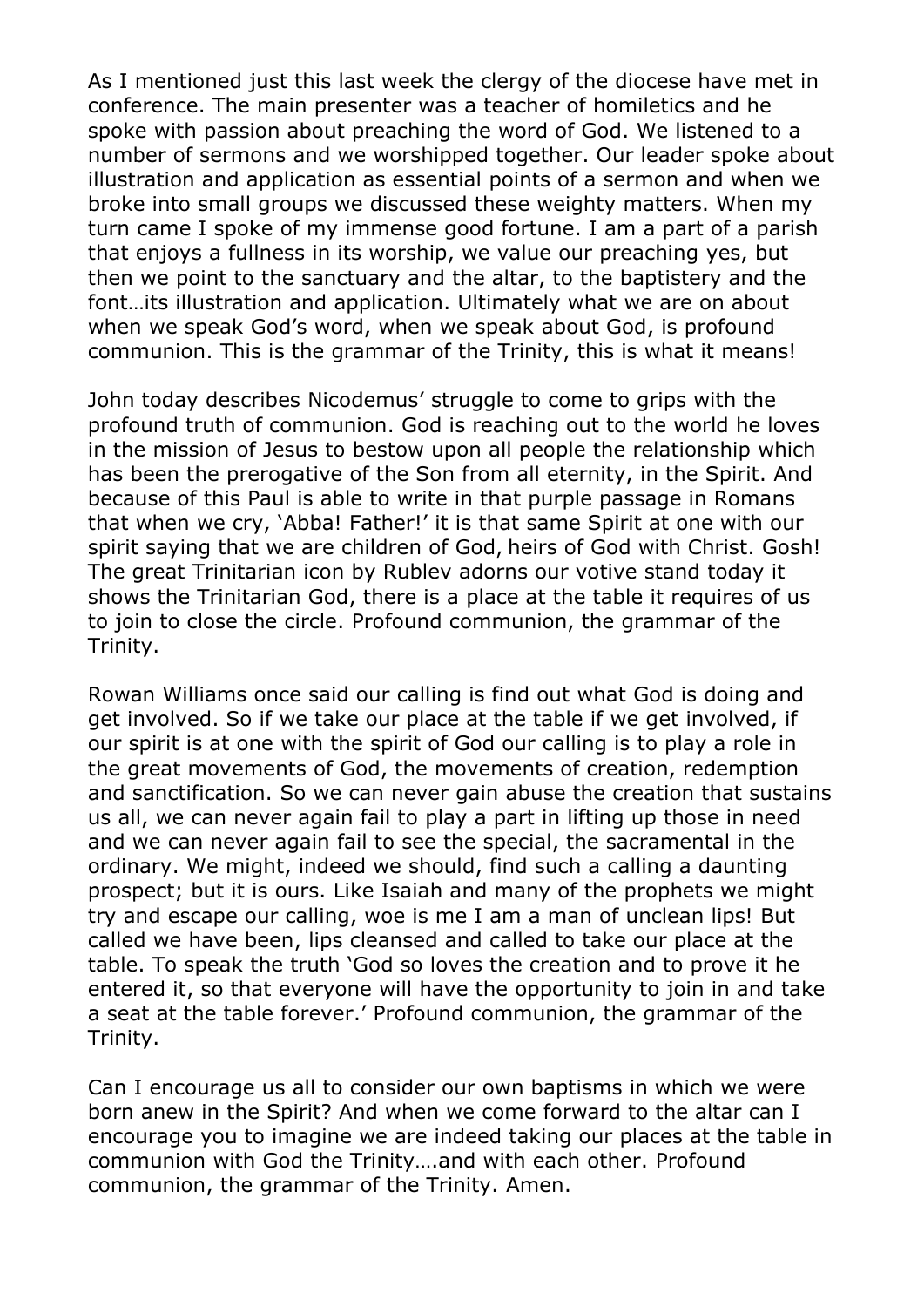As I mentioned just this last week the clergy of the diocese have met in conference. The main presenter was a teacher of homiletics and he spoke with passion about preaching the word of God. We listened to a number of sermons and we worshipped together. Our leader spoke about illustration and application as essential points of a sermon and when we broke into small groups we discussed these weighty matters. When my turn came I spoke of my immense good fortune. I am a part of a parish that enjoys a fullness in its worship, we value our preaching yes, but then we point to the sanctuary and the altar, to the baptistery and the font…its illustration and application. Ultimately what we are on about when we speak God's word, when we speak about God, is profound communion. This is the grammar of the Trinity, this is what it means!

John today describes Nicodemus' struggle to come to grips with the profound truth of communion. God is reaching out to the world he loves in the mission of Jesus to bestow upon all people the relationship which has been the prerogative of the Son from all eternity, in the Spirit. And because of this Paul is able to write in that purple passage in Romans that when we cry, 'Abba! Father!' it is that same Spirit at one with our spirit saying that we are children of God, heirs of God with Christ. Gosh! The great Trinitarian icon by Rublev adorns our votive stand today it shows the Trinitarian God, there is a place at the table it requires of us to join to close the circle. Profound communion, the grammar of the Trinity.

Rowan Williams once said our calling is find out what God is doing and get involved. So if we take our place at the table if we get involved, if our spirit is at one with the spirit of God our calling is to play a role in the great movements of God, the movements of creation, redemption and sanctification. So we can never gain abuse the creation that sustains us all, we can never again fail to play a part in lifting up those in need and we can never again fail to see the special, the sacramental in the ordinary. We might, indeed we should, find such a calling a daunting prospect; but it is ours. Like Isaiah and many of the prophets we might try and escape our calling, woe is me I am a man of unclean lips! But called we have been, lips cleansed and called to take our place at the table. To speak the truth 'God so loves the creation and to prove it he entered it, so that everyone will have the opportunity to join in and take a seat at the table forever.' Profound communion, the grammar of the Trinity.

Can I encourage us all to consider our own baptisms in which we were born anew in the Spirit? And when we come forward to the altar can I encourage you to imagine we are indeed taking our places at the table in communion with God the Trinity….and with each other. Profound communion, the grammar of the Trinity. Amen.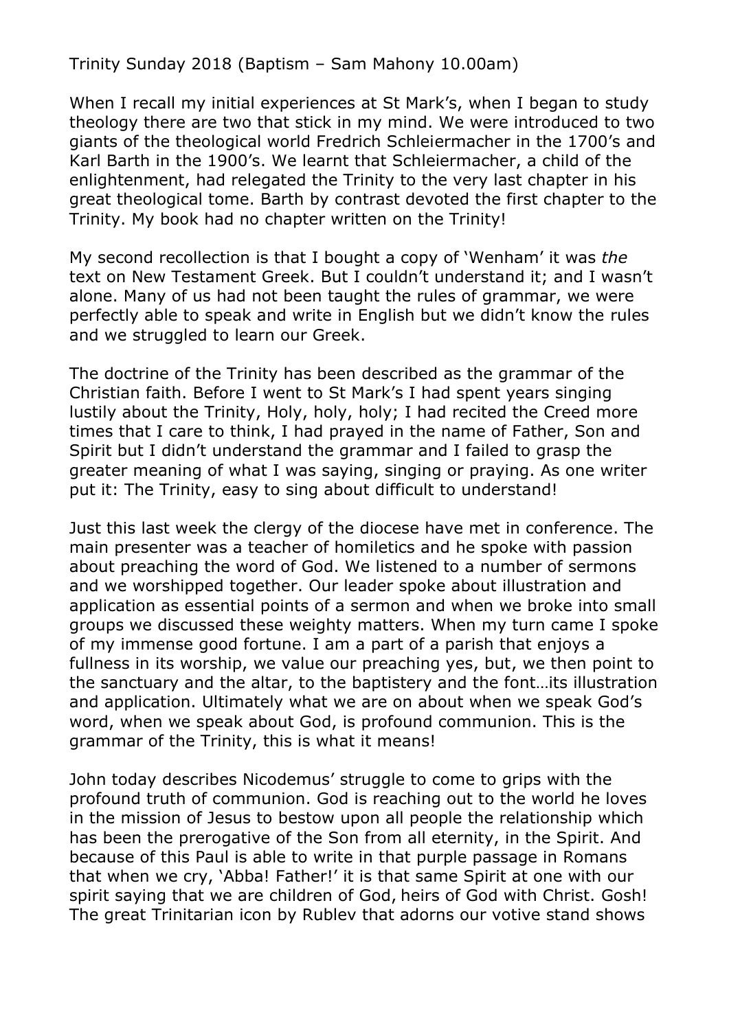Trinity Sunday 2018 (Baptism – Sam Mahony 10.00am)

When I recall my initial experiences at St Mark's, when I began to study theology there are two that stick in my mind. We were introduced to two giants of the theological world Fredrich Schleiermacher in the 1700's and Karl Barth in the 1900's. We learnt that Schleiermacher, a child of the enlightenment, had relegated the Trinity to the very last chapter in his great theological tome. Barth by contrast devoted the first chapter to the Trinity. My book had no chapter written on the Trinity!

My second recollection is that I bought a copy of 'Wenham' it was *the* text on New Testament Greek. But I couldn't understand it; and I wasn't alone. Many of us had not been taught the rules of grammar, we were perfectly able to speak and write in English but we didn't know the rules and we struggled to learn our Greek.

The doctrine of the Trinity has been described as the grammar of the Christian faith. Before I went to St Mark's I had spent years singing lustily about the Trinity, Holy, holy, holy; I had recited the Creed more times that I care to think, I had prayed in the name of Father, Son and Spirit but I didn't understand the grammar and I failed to grasp the greater meaning of what I was saying, singing or praying. As one writer put it: The Trinity, easy to sing about difficult to understand!

Just this last week the clergy of the diocese have met in conference. The main presenter was a teacher of homiletics and he spoke with passion about preaching the word of God. We listened to a number of sermons and we worshipped together. Our leader spoke about illustration and application as essential points of a sermon and when we broke into small groups we discussed these weighty matters. When my turn came I spoke of my immense good fortune. I am a part of a parish that enjoys a fullness in its worship, we value our preaching yes, but, we then point to the sanctuary and the altar, to the baptistery and the font…its illustration and application. Ultimately what we are on about when we speak God's word, when we speak about God, is profound communion. This is the grammar of the Trinity, this is what it means!

John today describes Nicodemus' struggle to come to grips with the profound truth of communion. God is reaching out to the world he loves in the mission of Jesus to bestow upon all people the relationship which has been the prerogative of the Son from all eternity, in the Spirit. And because of this Paul is able to write in that purple passage in Romans that when we cry, 'Abba! Father!' it is that same Spirit at one with our spirit saying that we are children of God, heirs of God with Christ. Gosh! The great Trinitarian icon by Rublev that adorns our votive stand shows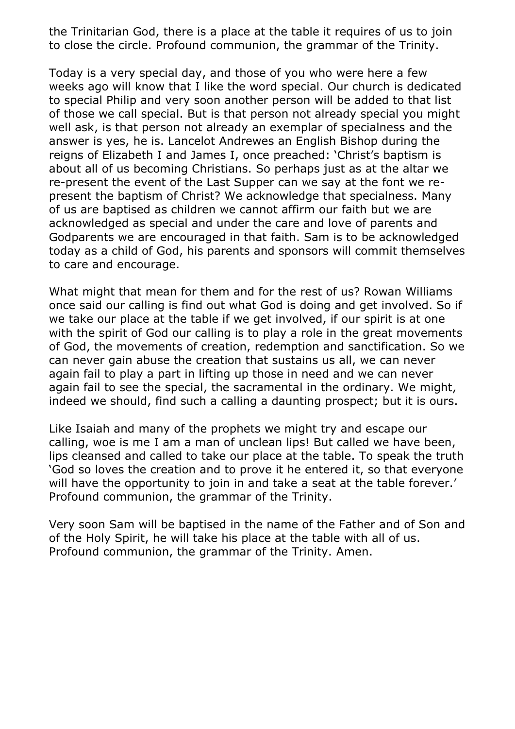the Trinitarian God, there is a place at the table it requires of us to join to close the circle. Profound communion, the grammar of the Trinity.

Today is a very special day, and those of you who were here a few weeks ago will know that I like the word special. Our church is dedicated to special Philip and very soon another person will be added to that list of those we call special. But is that person not already special you might well ask, is that person not already an exemplar of specialness and the answer is yes, he is. Lancelot Andrewes an English Bishop during the reigns of Elizabeth I and James I, once preached: 'Christ's baptism is about all of us becoming Christians. So perhaps just as at the altar we re-present the event of the Last Supper can we say at the font we re-present the baptism of Christ? We acknowledge that specialness. Many of us are baptised as children we cannot affirm our faith but we are acknowledged as special and under the care and love of parents and Godparents we are encouraged in that faith. Sam is to be acknowledged today as a child of God, his parents and sponsors will commit themselves to care and encourage.

What might that mean for them and for the rest of us? Rowan Williams once said our calling is find out what God is doing and get involved. So if we take our place at the table if we get involved, if our spirit is at one with the spirit of God our calling is to play a role in the great movements of God, the movements of creation, redemption and sanctification. So we can never gain abuse the creation that sustains us all, we can never again fail to play a part in lifting up those in need and we can never again fail to see the special, the sacramental in the ordinary. We might, indeed we should, find such a calling a daunting prospect; but it is ours.

Like Isaiah and many of the prophets we might try and escape our calling, woe is me I am a man of unclean lips! But called we have been, lips cleansed and called to take our place at the table. To speak the truth 'God so loves the creation and to prove it he entered it, so that everyone will have the opportunity to join in and take a seat at the table forever.' Profound communion, the grammar of the Trinity.

Very soon Sam will be baptised in the name of the Father and of Son and of the Holy Spirit, he will take his place at the table with all of us. Profound communion, the grammar of the Trinity. Amen.